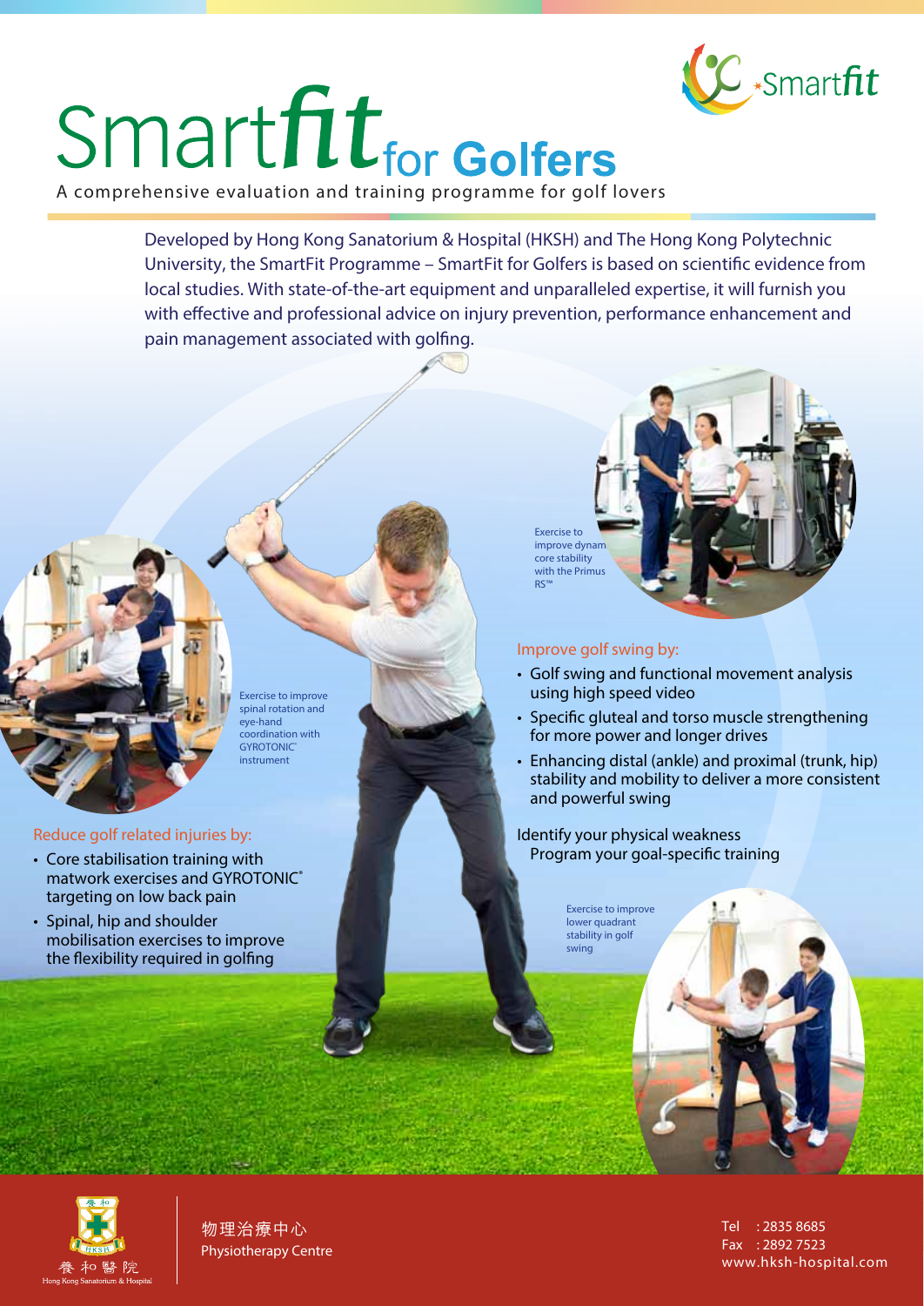# Smartfit for Golfers

A comprehensive evaluation and training programme for golf lovers

Smartfit

Developed by Hong Kong Sanatorium & Hospital (HKSH) and The Hong Kong Polytechnic University, the SmartFit Programme – SmartFit for Golfers is based on scientific evidence from local studies. With state-of-the-art equipment and unparalleled expertise, it will furnish you with effective and professional advice on injury prevention, performance enhancement and pain management associated with golfing.

Exercise to improve dynam core stability with the Primus RS™

Exercise to improve spinal rotation and eye-hand coordination with GYROTONIC® instrument

## Improve golf swing by:

- Golf swing and functional movement analysis using high speed video
- Specific gluteal and torso muscle strengthening for more power and longer drives
- Enhancing distal (ankle) and proximal (trunk, hip) stability and mobility to deliver a more consistent and powerful swing

Identify your physical weakness
Program your goal-specific training

## Reduce golf related injuries by:

- Core stabilisation training with matwork exercises and GYROTONIC® targeting on low back pain
- Spinal, hip and shoulder mobilisation exercises to improve the flexibility required in golfing

Exercise to improve lower quadrant stability in golf swing

養和醫院
Hong Kong Sanatorium & Hospital

物理治療中心
Physiotherapy Centre

Tel : 2835 8685
Fax : 2892 7523
www.hksh-hospital.com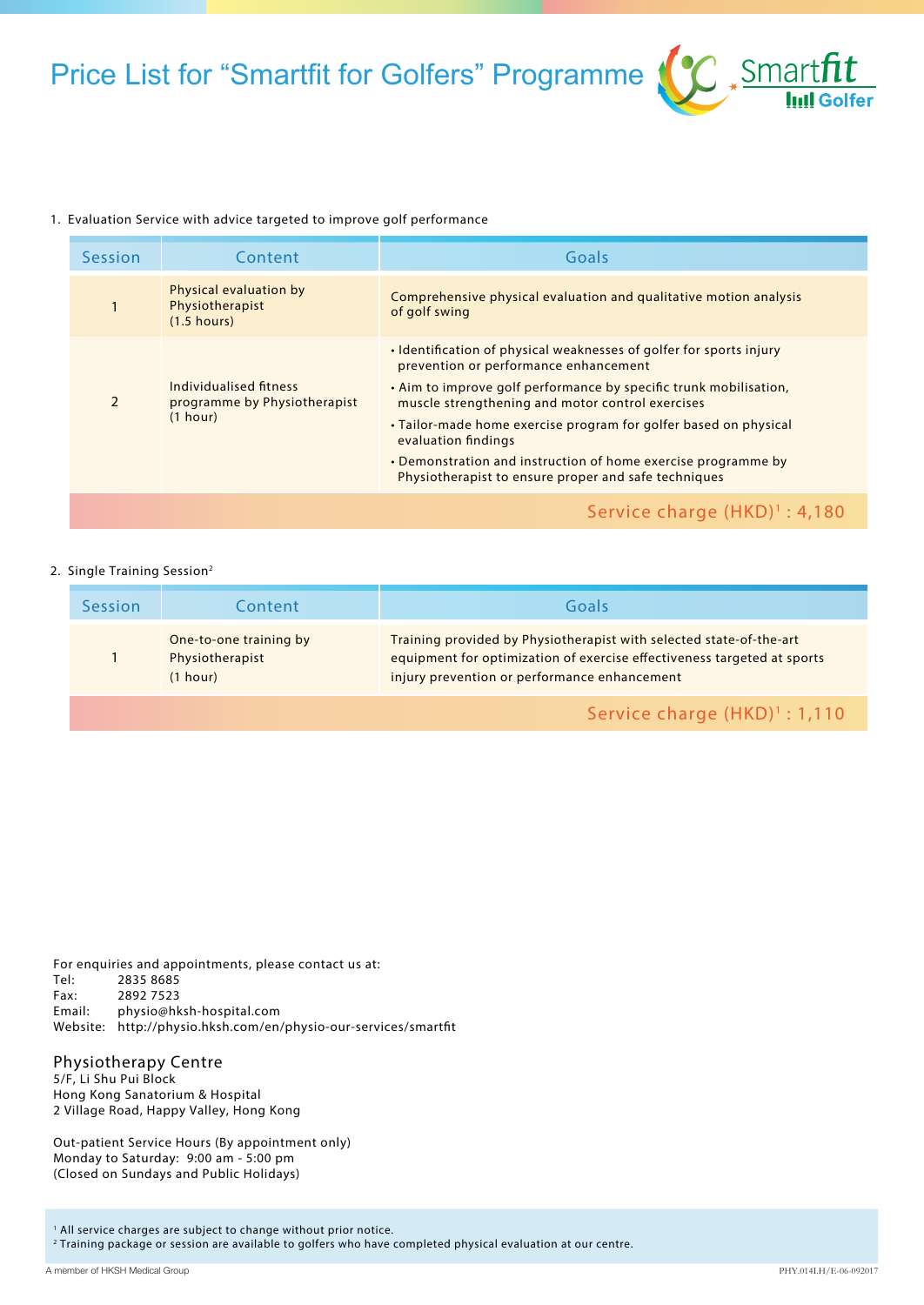# Price List for "Smartfit for Golfers" Programme

1. Evaluation Service with advice targeted to improve golf performance

| Session | Content | Goals |
|---|---|---|
| 1 | Physical evaluation by Physiotherapist (1.5 hours) | Comprehensive physical evaluation and qualitative motion analysis of golf swing |
| 2 | Individualised fitness programme by Physiotherapist (1 hour) | • Identification of physical weaknesses of golfer for sports injury prevention or performance enhancement<br>• Aim to improve golf performance by specific trunk mobilisation, muscle strengthening and motor control exercises<br>• Tailor-made home exercise program for golfer based on physical evaluation findings<br>• Demonstration and instruction of home exercise programme by Physiotherapist to ensure proper and safe techniques |
| | | Service charge (HKD)[1] : 4,180 |

2. Single Training Session[2]

| Session | Content | Goals |
|---|---|---|
| 1 | One-to-one training by Physiotherapist (1 hour) | Training provided by Physiotherapist with selected state-of-the-art equipment for optimization of exercise effectiveness targeted at sports injury prevention or performance enhancement |
| | | Service charge (HKD)[1] : 1,110 |

For enquiries and appointments, please contact us at:
Tel: 2835 8685
Fax: 2892 7523
Email: physio@hksh-hospital.com
Website: http://physio.hksh.com/en/physio-our-services/smartfit

## Physiotherapy Centre

5/F, Li Shu Pui Block
Hong Kong Sanatorium & Hospital
2 Village Road, Happy Valley, Hong Kong

Out-patient Service Hours (By appointment only)
Monday to Saturday: 9:00 am - 5:00 pm
(Closed on Sundays and Public Holidays)

[1] All service charges are subject to change without prior notice.
[2] Training package or session are available to golfers who have completed physical evaluation at our centre.

A member of HKSH Medical Group

PHY.014I.H/E-06-092017